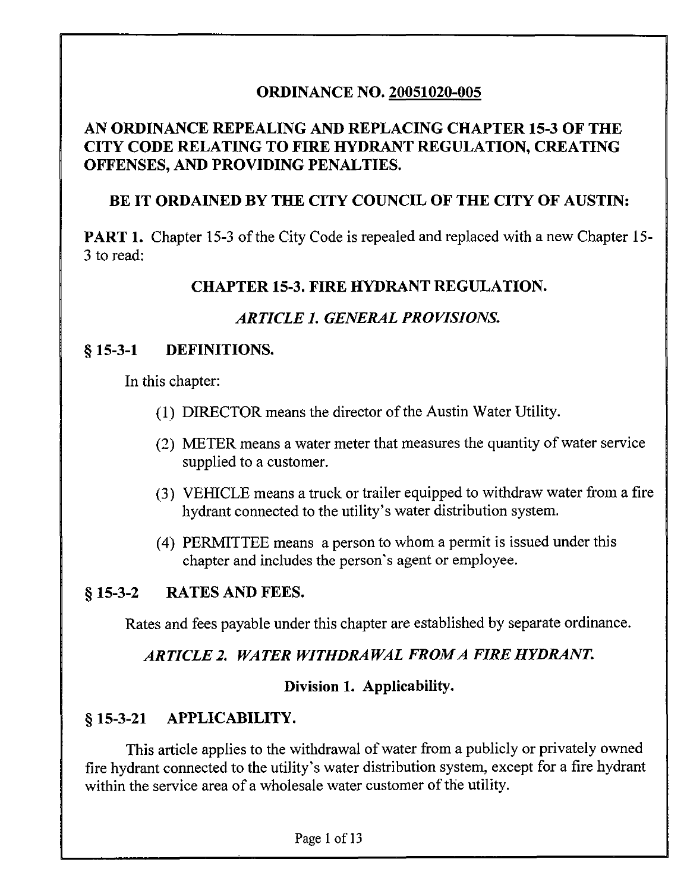# ORDINANCE NO. 20051020-005

## AN ORDINANCE REPEALING AND REPLACING CHAPTER 15-3 OF THE CITY CODE RELATING TO FIRE HYDRANT REGULATION, CREATING OFFENSES, AND PROVIDING PENALTIES.

**BE IT ORDAINED BY THE CITY COUNCIL OF THE CITY OF AUSTIN:**

**PART 1.** Chapter 15-3 of the City Code is repealed and replaced with a new Chapter 15-3 to read:

## CHAPTER 15-3. FIRE HYDRANT REGULATION.

### *ARTICLE 1. GENERAL PROVISIONS.*

### § 15-3-1 DEFINITIONS.

In this chapter:

(1) DIRECTOR means the director of the Austin Water Utility.

(2) METER means a water meter that measures the quantity of water service supplied to a customer.

(3) VEHICLE means a truck or trailer equipped to withdraw water from a fire hydrant connected to the utility's water distribution system.

(4) PERMITTEE means a person to whom a permit is issued under this chapter and includes the person's agent or employee.

### § 15-3-2 RATES AND FEES.

Rates and fees payable under this chapter are established by separate ordinance.

### *ARTICLE 2. WATER WITHDRAWAL FROM A FIRE HYDRANT.*

#### Division 1. Applicability.

### § 15-3-21 APPLICABILITY.

This article applies to the withdrawal of water from a publicly or privately owned fire hydrant connected to the utility's water distribution system, except for a fire hydrant within the service area of a wholesale water customer of the utility.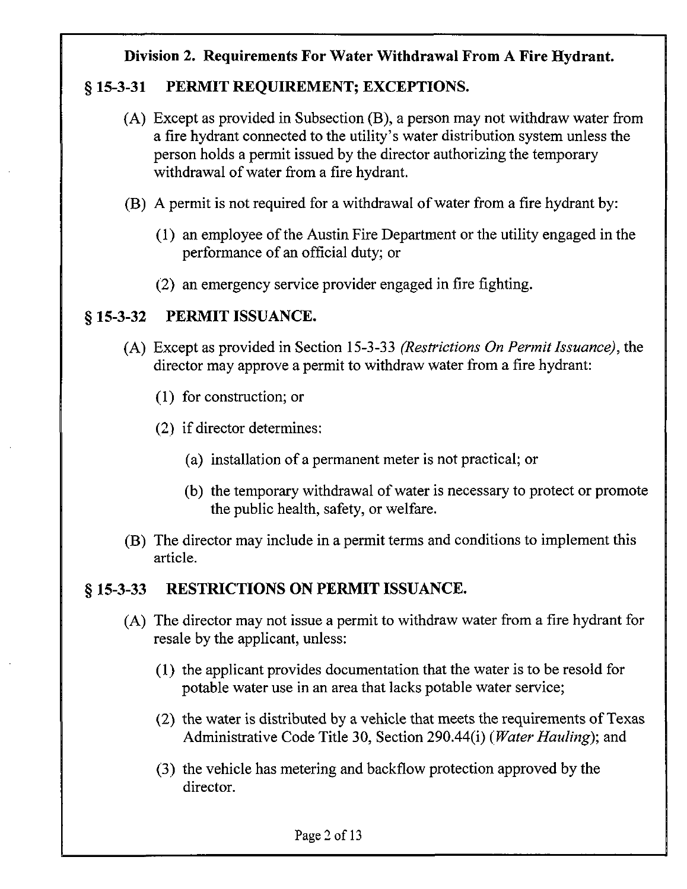## Division 2. Requirements For Water Withdrawal From A Fire Hydrant.

### § 15-3-31 PERMIT REQUIREMENT; EXCEPTIONS.

(A) Except as provided in Subsection (B), a person may not withdraw water from a fire hydrant connected to the utility's water distribution system unless the person holds a permit issued by the director authorizing the temporary withdrawal of water from a fire hydrant.

(B) A permit is not required for a withdrawal of water from a fire hydrant by:

(1) an employee of the Austin Fire Department or the utility engaged in the performance of an official duty; or

(2) an emergency service provider engaged in fire fighting.

### § 15-3-32 PERMIT ISSUANCE.

(A) Except as provided in Section 15-3-33 *(Restrictions On Permit Issuance)*, the director may approve a permit to withdraw water from a fire hydrant:

(1) for construction; or

(2) if director determines:

(a) installation of a permanent meter is not practical; or

(b) the temporary withdrawal of water is necessary to protect or promote the public health, safety, or welfare.

(B) The director may include in a permit terms and conditions to implement this article.

### § 15-3-33 RESTRICTIONS ON PERMIT ISSUANCE.

(A) The director may not issue a permit to withdraw water from a fire hydrant for resale by the applicant, unless:

(1) the applicant provides documentation that the water is to be resold for potable water use in an area that lacks potable water service;

(2) the water is distributed by a vehicle that meets the requirements of Texas Administrative Code Title 30, Section 290.44(i) *(Water Hauling)*; and

(3) the vehicle has metering and backflow protection approved by the director.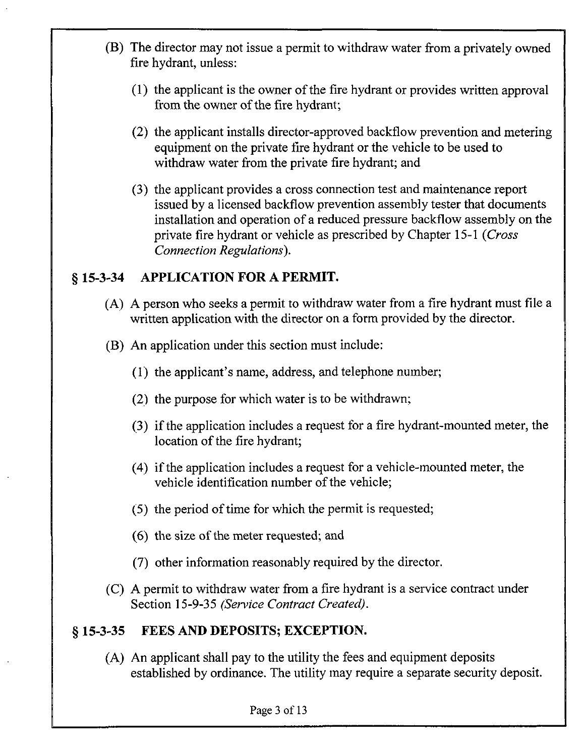(B) The director may not issue a permit to withdraw water from a privately owned fire hydrant, unless:

(1) the applicant is the owner of the fire hydrant or provides written approval from the owner of the fire hydrant;

(2) the applicant installs director-approved backflow prevention and metering equipment on the private fire hydrant or the vehicle to be used to withdraw water from the private fire hydrant; and

(3) the applicant provides a cross connection test and maintenance report issued by a licensed backflow prevention assembly tester that documents installation and operation of a reduced pressure backflow assembly on the private fire hydrant or vehicle as prescribed by Chapter 15-1 (*Cross Connection Regulations*).

## § 15-3-34 APPLICATION FOR A PERMIT.

(A) A person who seeks a permit to withdraw water from a fire hydrant must file a written application with the director on a form provided by the director.

(B) An application under this section must include:

(1) the applicant's name, address, and telephone number;

(2) the purpose for which water is to be withdrawn;

(3) if the application includes a request for a fire hydrant-mounted meter, the location of the fire hydrant;

(4) if the application includes a request for a vehicle-mounted meter, the vehicle identification number of the vehicle;

(5) the period of time for which the permit is requested;

(6) the size of the meter requested; and

(7) other information reasonably required by the director.

(C) A permit to withdraw water from a fire hydrant is a service contract under Section 15-9-35 *(Service Contract Created)*.

## § 15-3-35 FEES AND DEPOSITS; EXCEPTION.

(A) An applicant shall pay to the utility the fees and equipment deposits established by ordinance. The utility may require a separate security deposit.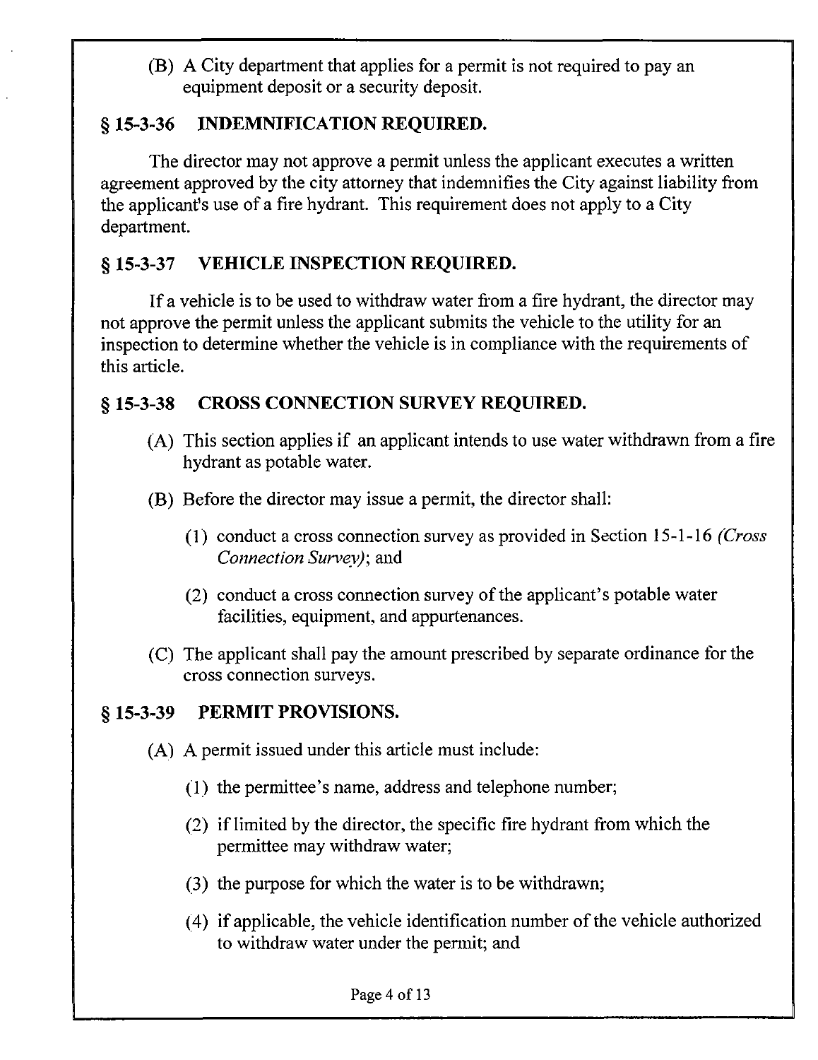(B) A City department that applies for a permit is not required to pay an equipment deposit or a security deposit.

## § 15-3-36 INDEMNIFICATION REQUIRED.

The director may not approve a permit unless the applicant executes a written agreement approved by the city attorney that indemnifies the City against liability from the applicant's use of a fire hydrant. This requirement does not apply to a City department.

## § 15-3-37 VEHICLE INSPECTION REQUIRED.

If a vehicle is to be used to withdraw water from a fire hydrant, the director may not approve the permit unless the applicant submits the vehicle to the utility for an inspection to determine whether the vehicle is in compliance with the requirements of this article.

## § 15-3-38 CROSS CONNECTION SURVEY REQUIRED.

(A) This section applies if an applicant intends to use water withdrawn from a fire hydrant as potable water.

(B) Before the director may issue a permit, the director shall:

   (1) conduct a cross connection survey as provided in Section 15-1-16 *(Cross Connection Survey)*; and

   (2) conduct a cross connection survey of the applicant's potable water facilities, equipment, and appurtenances.

(C) The applicant shall pay the amount prescribed by separate ordinance for the cross connection surveys.

## § 15-3-39 PERMIT PROVISIONS.

(A) A permit issued under this article must include:

   (1) the permittee's name, address and telephone number;

   (2) if limited by the director, the specific fire hydrant from which the permittee may withdraw water;

   (3) the purpose for which the water is to be withdrawn;

   (4) if applicable, the vehicle identification number of the vehicle authorized to withdraw water under the permit; and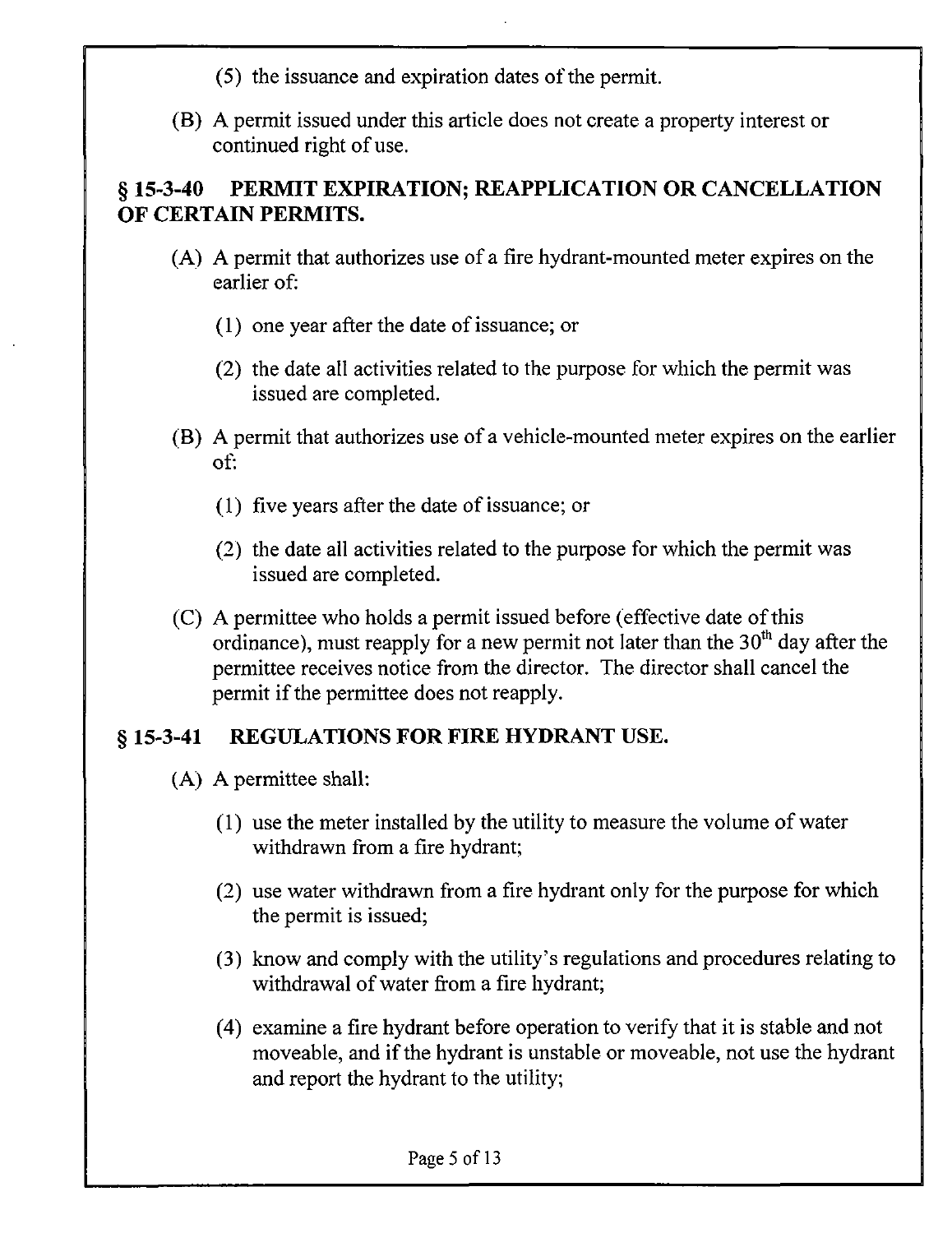(5) the issuance and expiration dates of the permit.

(B) A permit issued under this article does not create a property interest or continued right of use.

### § 15-3-40 PERMIT EXPIRATION; REAPPLICATION OR CANCELLATION OF CERTAIN PERMITS.

(A) A permit that authorizes use of a fire hydrant-mounted meter expires on the earlier of:

(1) one year after the date of issuance; or

(2) the date all activities related to the purpose for which the permit was issued are completed.

(B) A permit that authorizes use of a vehicle-mounted meter expires on the earlier of:

(1) five years after the date of issuance; or

(2) the date all activities related to the purpose for which the permit was issued are completed.

(C) A permittee who holds a permit issued before (effective date of this ordinance), must reapply for a new permit not later than the 30th day after the permittee receives notice from the director. The director shall cancel the permit if the permittee does not reapply.

### § 15-3-41 REGULATIONS FOR FIRE HYDRANT USE.

(A) A permittee shall:

(1) use the meter installed by the utility to measure the volume of water withdrawn from a fire hydrant;

(2) use water withdrawn from a fire hydrant only for the purpose for which the permit is issued;

(3) know and comply with the utility's regulations and procedures relating to withdrawal of water from a fire hydrant;

(4) examine a fire hydrant before operation to verify that it is stable and not moveable, and if the hydrant is unstable or moveable, not use the hydrant and report the hydrant to the utility;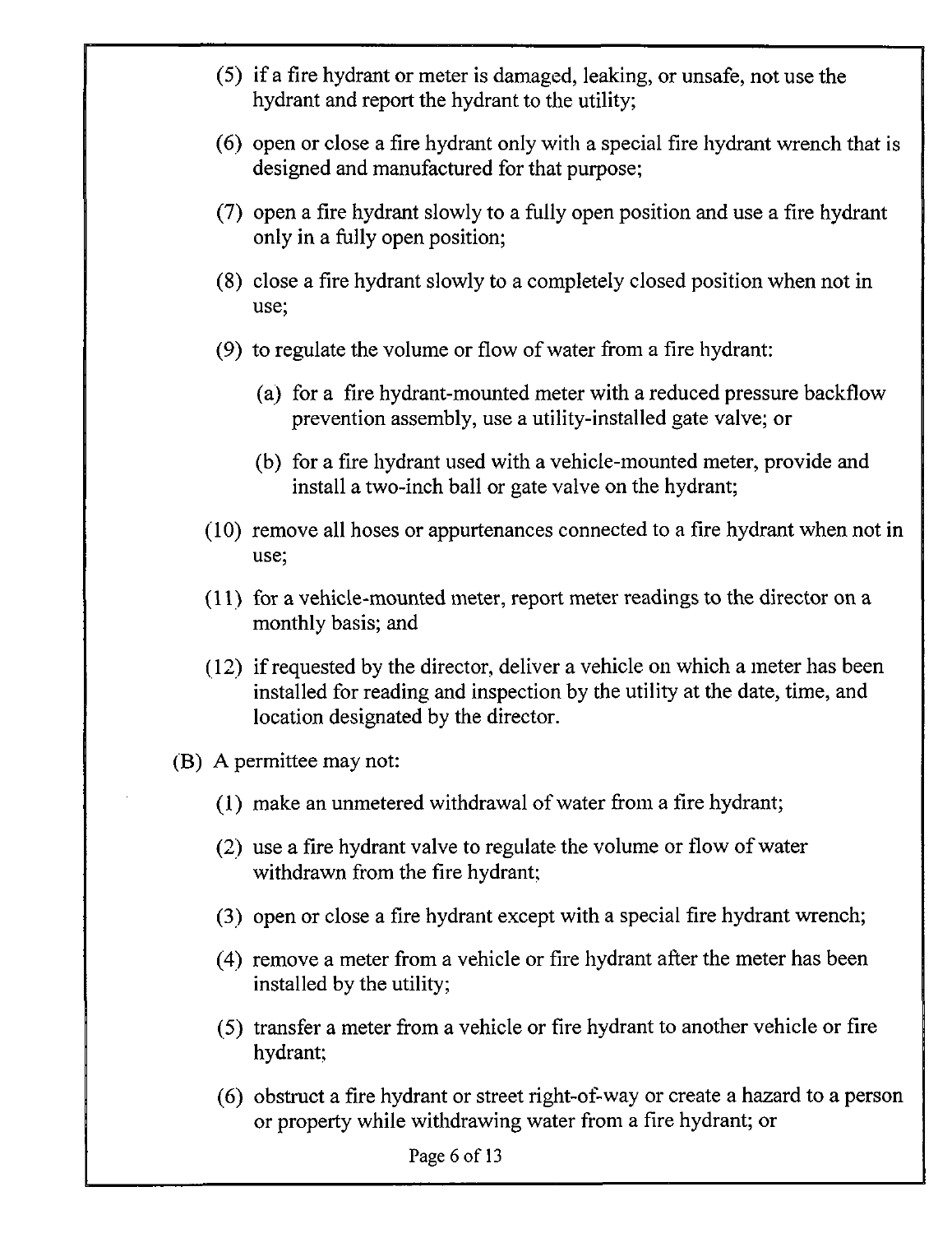(5) if a fire hydrant or meter is damaged, leaking, or unsafe, not use the hydrant and report the hydrant to the utility;

(6) open or close a fire hydrant only with a special fire hydrant wrench that is designed and manufactured for that purpose;

(7) open a fire hydrant slowly to a fully open position and use a fire hydrant only in a fully open position;

(8) close a fire hydrant slowly to a completely closed position when not in use;

(9) to regulate the volume or flow of water from a fire hydrant:

  (a) for a fire hydrant-mounted meter with a reduced pressure backflow prevention assembly, use a utility-installed gate valve; or

  (b) for a fire hydrant used with a vehicle-mounted meter, provide and install a two-inch ball or gate valve on the hydrant;

(10) remove all hoses or appurtenances connected to a fire hydrant when not in use;

(11) for a vehicle-mounted meter, report meter readings to the director on a monthly basis; and

(12) if requested by the director, deliver a vehicle on which a meter has been installed for reading and inspection by the utility at the date, time, and location designated by the director.

(B) A permittee may not:

  (1) make an unmetered withdrawal of water from a fire hydrant;

  (2) use a fire hydrant valve to regulate the volume or flow of water withdrawn from the fire hydrant;

  (3) open or close a fire hydrant except with a special fire hydrant wrench;

  (4) remove a meter from a vehicle or fire hydrant after the meter has been installed by the utility;

  (5) transfer a meter from a vehicle or fire hydrant to another vehicle or fire hydrant;

  (6) obstruct a fire hydrant or street right-of-way or create a hazard to a person or property while withdrawing water from a fire hydrant; or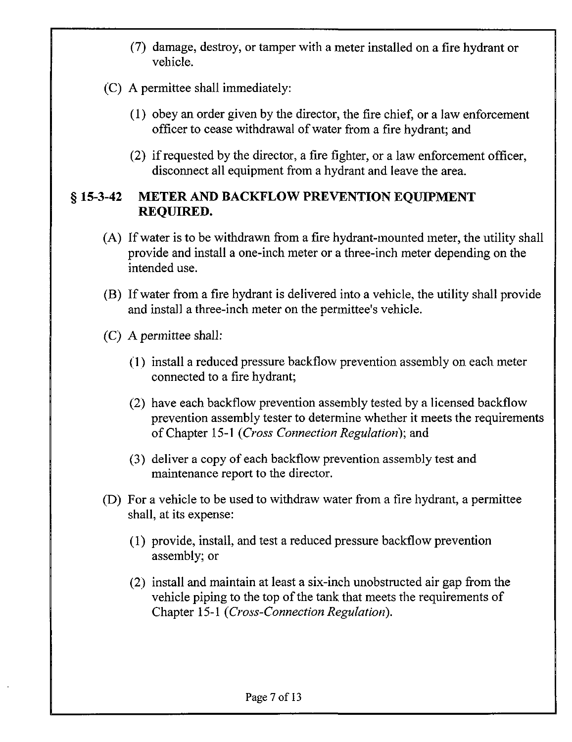(7) damage, destroy, or tamper with a meter installed on a fire hydrant or vehicle.

(C) A permittee shall immediately:

(1) obey an order given by the director, the fire chief, or a law enforcement officer to cease withdrawal of water from a fire hydrant; and

(2) if requested by the director, a fire fighter, or a law enforcement officer, disconnect all equipment from a hydrant and leave the area.

### § 15-3-42 METER AND BACKFLOW PREVENTION EQUIPMENT REQUIRED.

(A) If water is to be withdrawn from a fire hydrant-mounted meter, the utility shall provide and install a one-inch meter or a three-inch meter depending on the intended use.

(B) If water from a fire hydrant is delivered into a vehicle, the utility shall provide and install a three-inch meter on the permittee's vehicle.

(C) A permittee shall:

(1) install a reduced pressure backflow prevention assembly on each meter connected to a fire hydrant;

(2) have each backflow prevention assembly tested by a licensed backflow prevention assembly tester to determine whether it meets the requirements of Chapter 15-1 (*Cross Connection Regulation*); and

(3) deliver a copy of each backflow prevention assembly test and maintenance report to the director.

(D) For a vehicle to be used to withdraw water from a fire hydrant, a permittee shall, at its expense:

(1) provide, install, and test a reduced pressure backflow prevention assembly; or

(2) install and maintain at least a six-inch unobstructed air gap from the vehicle piping to the top of the tank that meets the requirements of Chapter 15-1 (*Cross-Connection Regulation*).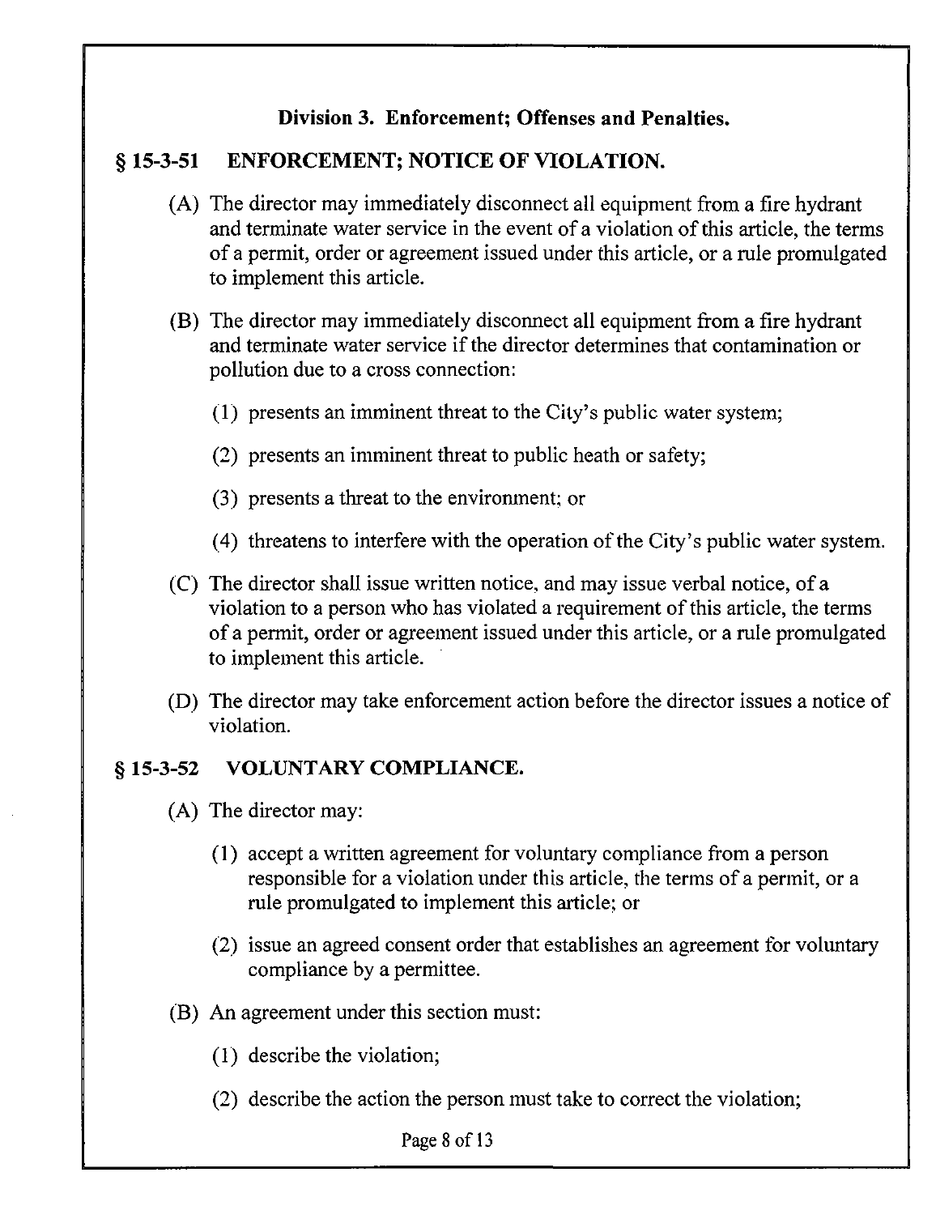### Division 3. Enforcement; Offenses and Penalties.

### § 15-3-51 ENFORCEMENT; NOTICE OF VIOLATION.

(A) The director may immediately disconnect all equipment from a fire hydrant and terminate water service in the event of a violation of this article, the terms of a permit, order or agreement issued under this article, or a rule promulgated to implement this article.

(B) The director may immediately disconnect all equipment from a fire hydrant and terminate water service if the director determines that contamination or pollution due to a cross connection:

(1) presents an imminent threat to the City's public water system;

(2) presents an imminent threat to public heath or safety;

(3) presents a threat to the environment; or

(4) threatens to interfere with the operation of the City's public water system.

(C) The director shall issue written notice, and may issue verbal notice, of a violation to a person who has violated a requirement of this article, the terms of a permit, order or agreement issued under this article, or a rule promulgated to implement this article.

(D) The director may take enforcement action before the director issues a notice of violation.

### § 15-3-52 VOLUNTARY COMPLIANCE.

(A) The director may:

(1) accept a written agreement for voluntary compliance from a person responsible for a violation under this article, the terms of a permit, or a rule promulgated to implement this article; or

(2) issue an agreed consent order that establishes an agreement for voluntary compliance by a permittee.

(B) An agreement under this section must:

(1) describe the violation;

(2) describe the action the person must take to correct the violation;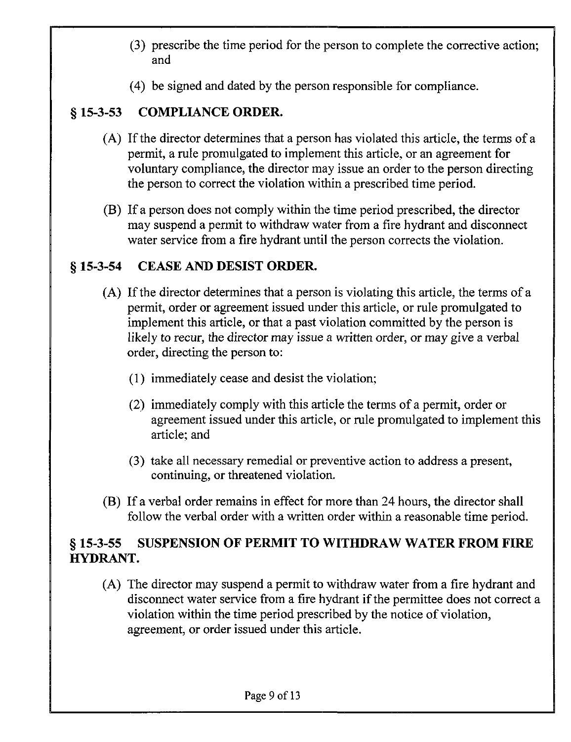(3) prescribe the time period for the person to complete the corrective action; and

(4) be signed and dated by the person responsible for compliance.

## § 15-3-53 COMPLIANCE ORDER.

(A) If the director determines that a person has violated this article, the terms of a permit, a rule promulgated to implement this article, or an agreement for voluntary compliance, the director may issue an order to the person directing the person to correct the violation within a prescribed time period.

(B) If a person does not comply within the time period prescribed, the director may suspend a permit to withdraw water from a fire hydrant and disconnect water service from a fire hydrant until the person corrects the violation.

## § 15-3-54 CEASE AND DESIST ORDER.

(A) If the director determines that a person is violating this article, the terms of a permit, order or agreement issued under this article, or rule promulgated to implement this article, or that a past violation committed by the person is likely to recur, the director may issue a written order, or may give a verbal order, directing the person to:

(1) immediately cease and desist the violation;

(2) immediately comply with this article the terms of a permit, order or agreement issued under this article, or rule promulgated to implement this article; and

(3) take all necessary remedial or preventive action to address a present, continuing, or threatened violation.

(B) If a verbal order remains in effect for more than 24 hours, the director shall follow the verbal order with a written order within a reasonable time period.

## § 15-3-55 SUSPENSION OF PERMIT TO WITHDRAW WATER FROM FIRE HYDRANT.

(A) The director may suspend a permit to withdraw water from a fire hydrant and disconnect water service from a fire hydrant if the permittee does not correct a violation within the time period prescribed by the notice of violation, agreement, or order issued under this article.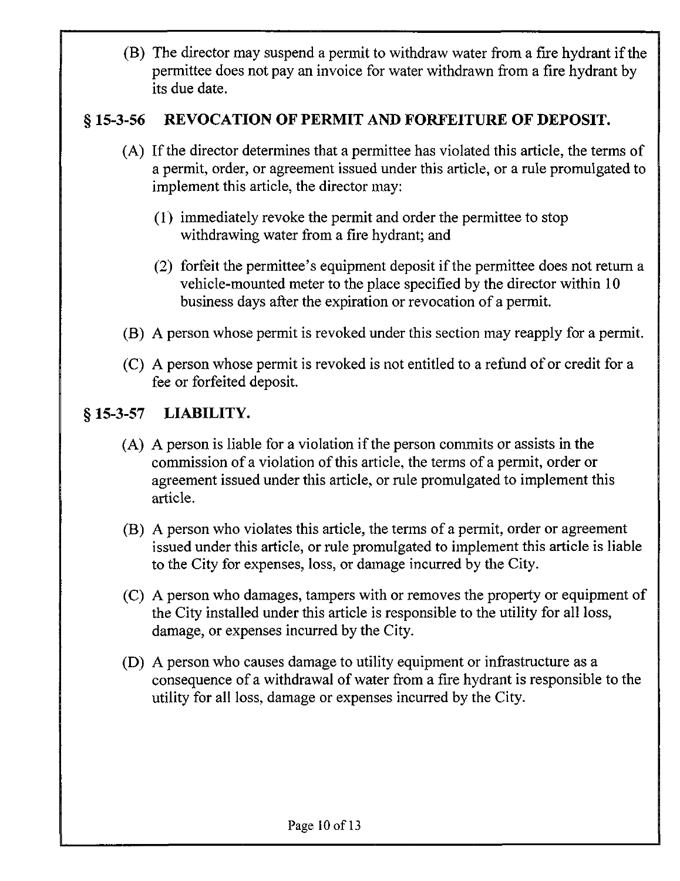(B) The director may suspend a permit to withdraw water from a fire hydrant if the permittee does not pay an invoice for water withdrawn from a fire hydrant by its due date.

## § 15-3-56 REVOCATION OF PERMIT AND FORFEITURE OF DEPOSIT.

(A) If the director determines that a permittee has violated this article, the terms of a permit, order, or agreement issued under this article, or a rule promulgated to implement this article, the director may:

(1) immediately revoke the permit and order the permittee to stop withdrawing water from a fire hydrant; and

(2) forfeit the permittee's equipment deposit if the permittee does not return a vehicle-mounted meter to the place specified by the director within 10 business days after the expiration or revocation of a permit.

(B) A person whose permit is revoked under this section may reapply for a permit.

(C) A person whose permit is revoked is not entitled to a refund of or credit for a fee or forfeited deposit.

## § 15-3-57 LIABILITY.

(A) A person is liable for a violation if the person commits or assists in the commission of a violation of this article, the terms of a permit, order or agreement issued under this article, or rule promulgated to implement this article.

(B) A person who violates this article, the terms of a permit, order or agreement issued under this article, or rule promulgated to implement this article is liable to the City for expenses, loss, or damage incurred by the City.

(C) A person who damages, tampers with or removes the property or equipment of the City installed under this article is responsible to the utility for all loss, damage, or expenses incurred by the City.

(D) A person who causes damage to utility equipment or infrastructure as a consequence of a withdrawal of water from a fire hydrant is responsible to the utility for all loss, damage or expenses incurred by the City.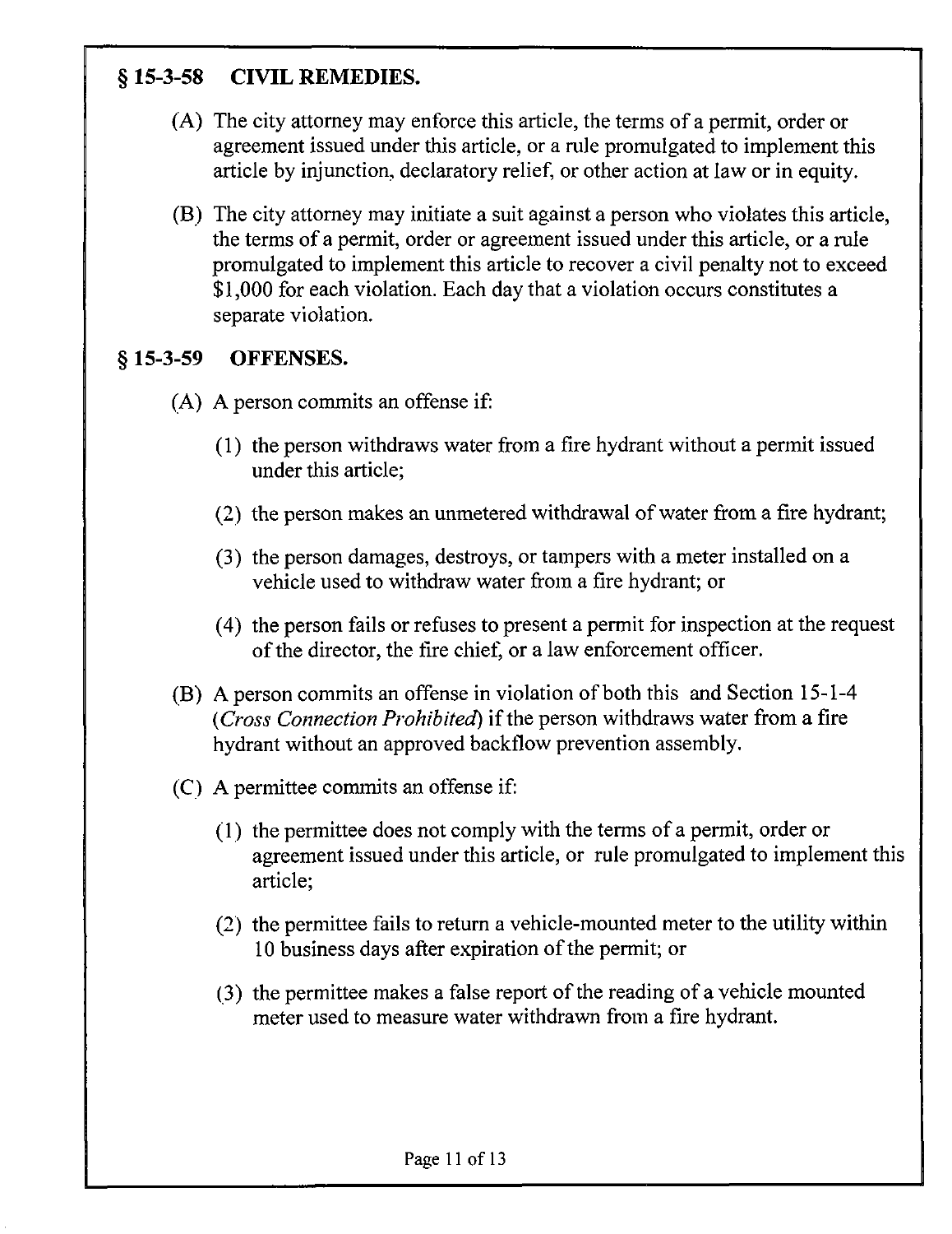## § 15-3-58 CIVIL REMEDIES.

(A) The city attorney may enforce this article, the terms of a permit, order or agreement issued under this article, or a rule promulgated to implement this article by injunction, declaratory relief, or other action at law or in equity.

(B) The city attorney may initiate a suit against a person who violates this article, the terms of a permit, order or agreement issued under this article, or a rule promulgated to implement this article to recover a civil penalty not to exceed $1,000 for each violation. Each day that a violation occurs constitutes a separate violation.

## § 15-3-59 OFFENSES.

(A) A person commits an offense if:

(1) the person withdraws water from a fire hydrant without a permit issued under this article;

(2) the person makes an unmetered withdrawal of water from a fire hydrant;

(3) the person damages, destroys, or tampers with a meter installed on a vehicle used to withdraw water from a fire hydrant; or

(4) the person fails or refuses to present a permit for inspection at the request of the director, the fire chief, or a law enforcement officer.

(B) A person commits an offense in violation of both this and Section 15-1-4 (*Cross Connection Prohibited*) if the person withdraws water from a fire hydrant without an approved backflow prevention assembly.

(C) A permittee commits an offense if:

(1) the permittee does not comply with the terms of a permit, order or agreement issued under this article, or rule promulgated to implement this article;

(2) the permittee fails to return a vehicle-mounted meter to the utility within 10 business days after expiration of the permit; or

(3) the permittee makes a false report of the reading of a vehicle mounted meter used to measure water withdrawn from a fire hydrant.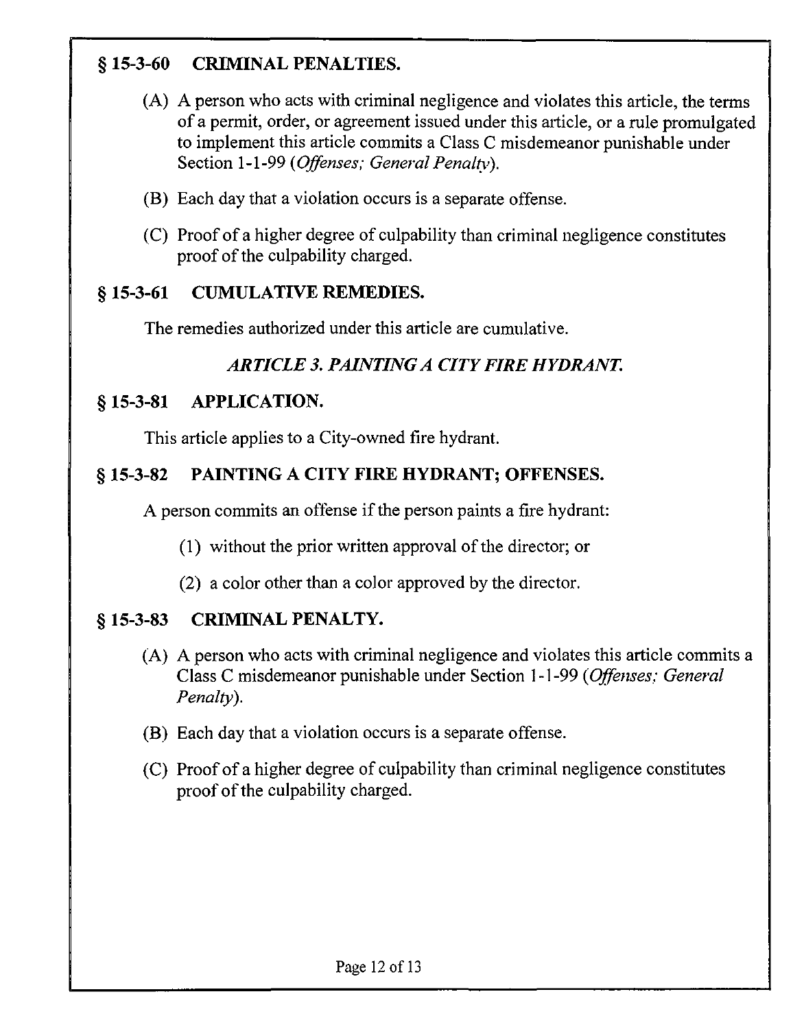## § 15-3-60 CRIMINAL PENALTIES.

(A) A person who acts with criminal negligence and violates this article, the terms of a permit, order, or agreement issued under this article, or a rule promulgated to implement this article commits a Class C misdemeanor punishable under Section 1-1-99 (*Offenses; General Penalty*).

(B) Each day that a violation occurs is a separate offense.

(C) Proof of a higher degree of culpability than criminal negligence constitutes proof of the culpability charged.

## § 15-3-61 CUMULATIVE REMEDIES.

The remedies authorized under this article are cumulative.

### *ARTICLE 3. PAINTING A CITY FIRE HYDRANT.*

## § 15-3-81 APPLICATION.

This article applies to a City-owned fire hydrant.

## § 15-3-82 PAINTING A CITY FIRE HYDRANT; OFFENSES.

A person commits an offense if the person paints a fire hydrant:

(1) without the prior written approval of the director; or

(2) a color other than a color approved by the director.

## § 15-3-83 CRIMINAL PENALTY.

(A) A person who acts with criminal negligence and violates this article commits a Class C misdemeanor punishable under Section 1-1-99 (*Offenses; General Penalty*).

(B) Each day that a violation occurs is a separate offense.

(C) Proof of a higher degree of culpability than criminal negligence constitutes proof of the culpability charged.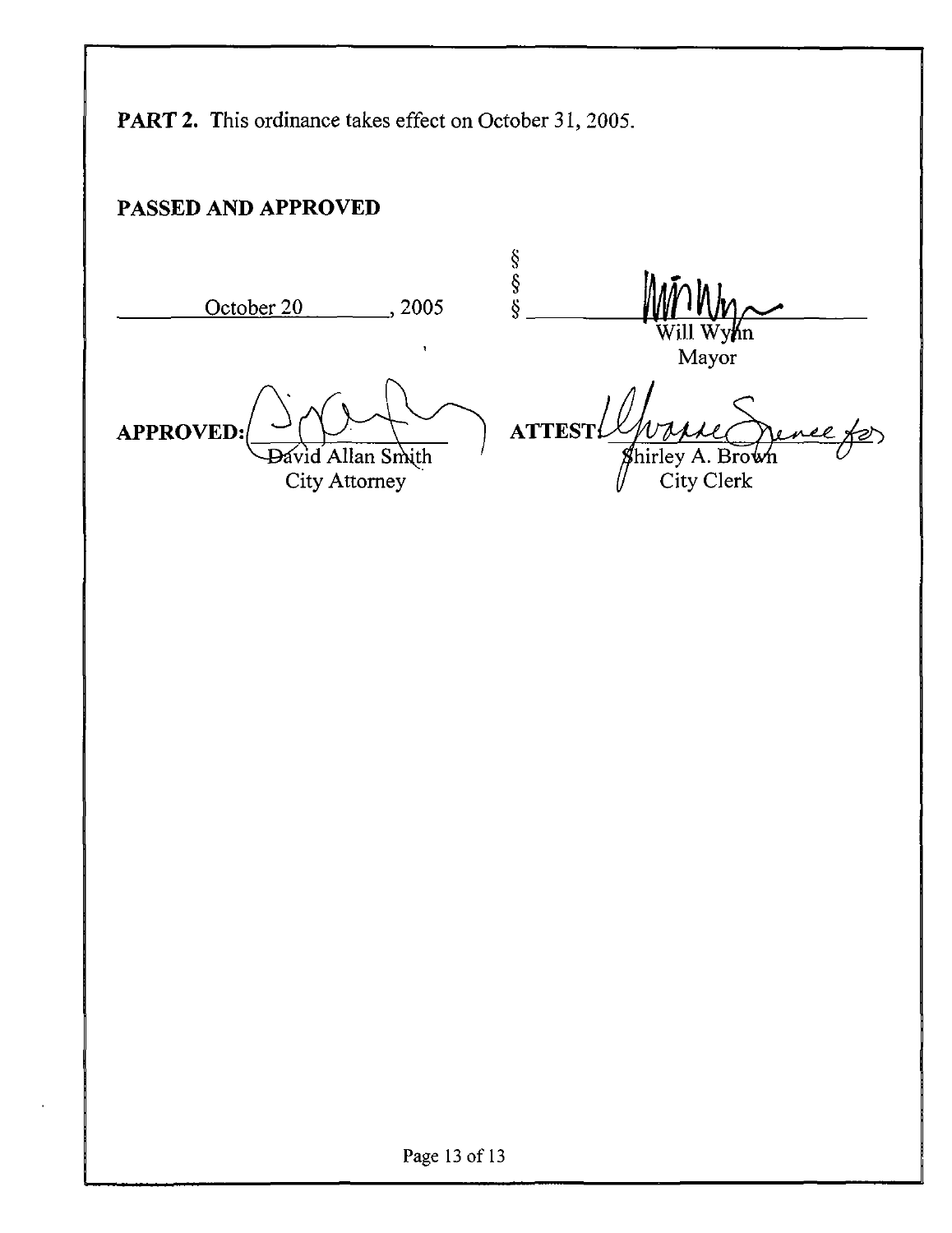**PART 2.** This ordinance takes effect on October 31, 2005.

**PASSED AND APPROVED**

October 20, 2005 §§§

Will Wynn
Mayor

**APPROVED:** David Allan Smith
City Attorney

**ATTEST:** Shirley A. Brown
City Clerk